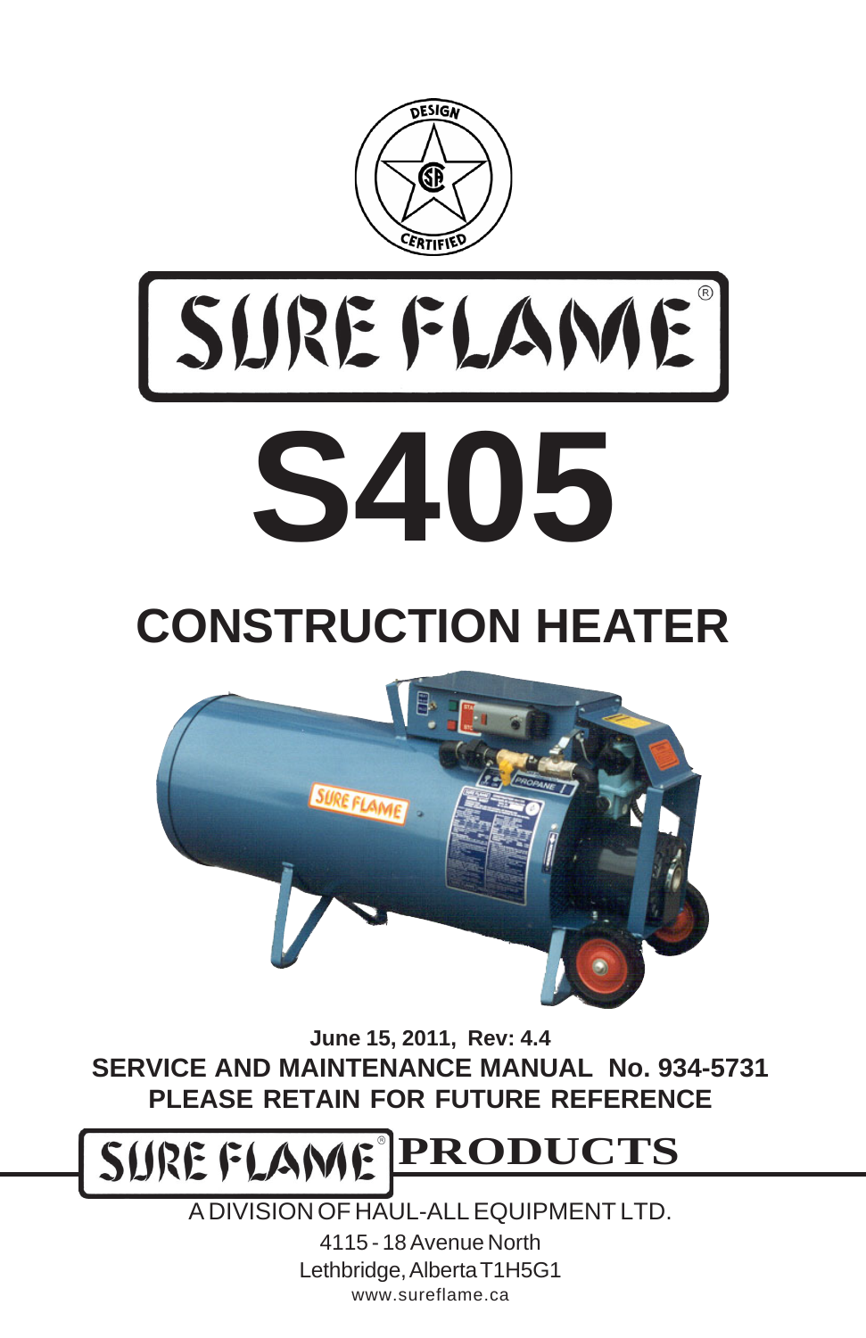DESIGN CERTIFIED

# SURE FLAME®

# S405

## CONSTRUCTION HEATER

**June 15, 2011, Rev: 4.4**

**SERVICE AND MAINTENANCE MANUAL No. 934-5731**

**PLEASE RETAIN FOR FUTURE REFERENCE**

## SURE FLAME® PRODUCTS

A DIVISION OF HAUL-ALL EQUIPMENT LTD.

4115 - 18 Avenue North

Lethbridge, Alberta T1H5G1

www.sureflame.ca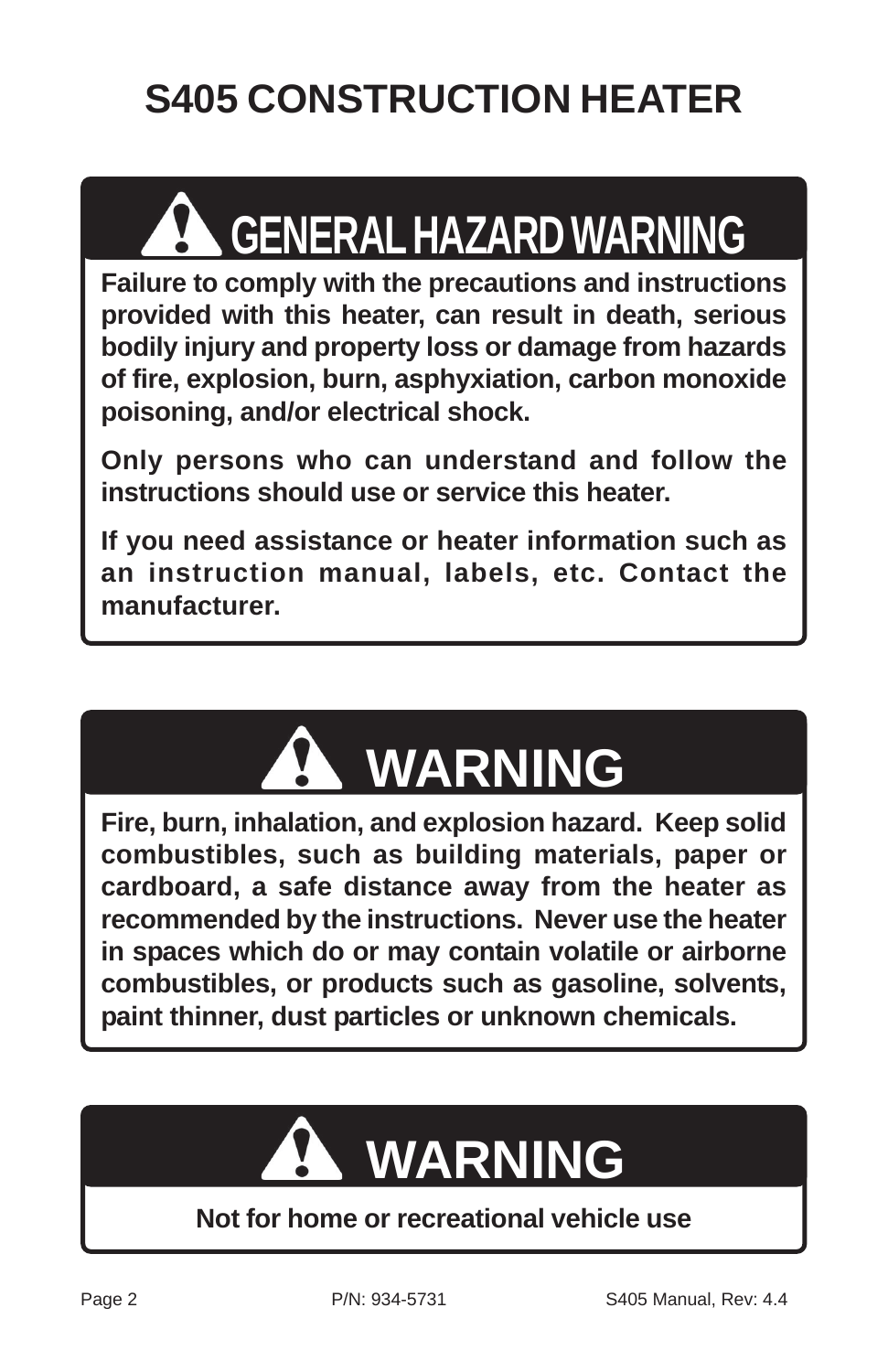# S405 CONSTRUCTION HEATER

## ⚠ GENERAL HAZARD WARNING

**Failure to comply with the precautions and instructions provided with this heater, can result in death, serious bodily injury and property loss or damage from hazards of fire, explosion, burn, asphyxiation, carbon monoxide poisoning, and/or electrical shock.**

**Only persons who can understand and follow the instructions should use or service this heater.**

**If you need assistance or heater information such as an instruction manual, labels, etc. Contact the manufacturer.**

## ⚠ WARNING

**Fire, burn, inhalation, and explosion hazard. Keep solid combustibles, such as building materials, paper or cardboard, a safe distance away from the heater as recommended by the instructions. Never use the heater in spaces which do or may contain volatile or airborne combustibles, or products such as gasoline, solvents, paint thinner, dust particles or unknown chemicals.**

## ⚠ WARNING

**Not for home or recreational vehicle use**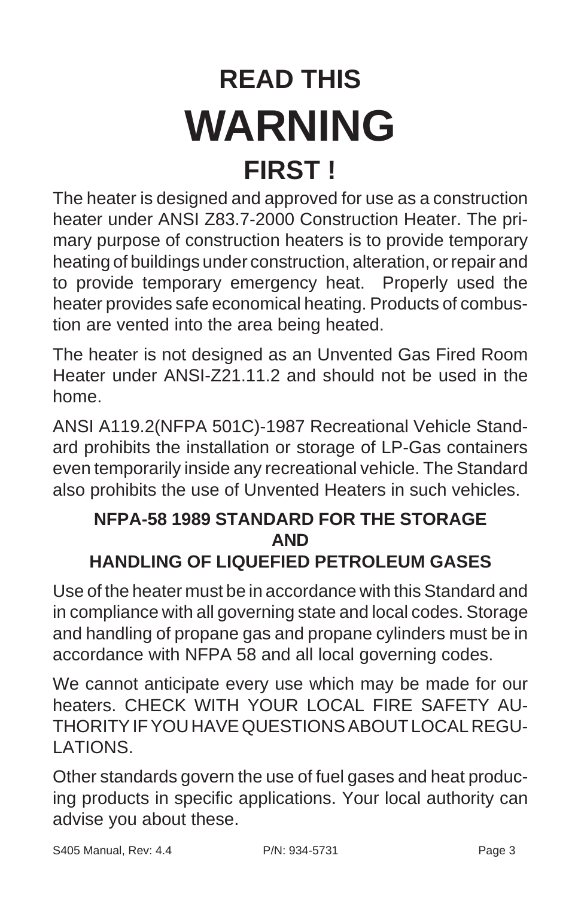# READ THIS
# WARNING
# FIRST !

The heater is designed and approved for use as a construction heater under ANSI Z83.7-2000 Construction Heater. The primary purpose of construction heaters is to provide temporary heating of buildings under construction, alteration, or repair and to provide temporary emergency heat. Properly used the heater provides safe economical heating. Products of combustion are vented into the area being heated.

The heater is not designed as an Unvented Gas Fired Room Heater under ANSI-Z21.11.2 and should not be used in the home.

ANSI A119.2(NFPA 501C)-1987 Recreational Vehicle Standard prohibits the installation or storage of LP-Gas containers even temporarily inside any recreational vehicle. The Standard also prohibits the use of Unvented Heaters in such vehicles.

### NFPA-58 1989 STANDARD FOR THE STORAGE AND HANDLING OF LIQUEFIED PETROLEUM GASES

Use of the heater must be in accordance with this Standard and in compliance with all governing state and local codes. Storage and handling of propane gas and propane cylinders must be in accordance with NFPA 58 and all local governing codes.

We cannot anticipate every use which may be made for our heaters. CHECK WITH YOUR LOCAL FIRE SAFETY AUTHORITY IF YOU HAVE QUESTIONS ABOUT LOCAL REGULATIONS.

Other standards govern the use of fuel gases and heat producing products in specific applications. Your local authority can advise you about these.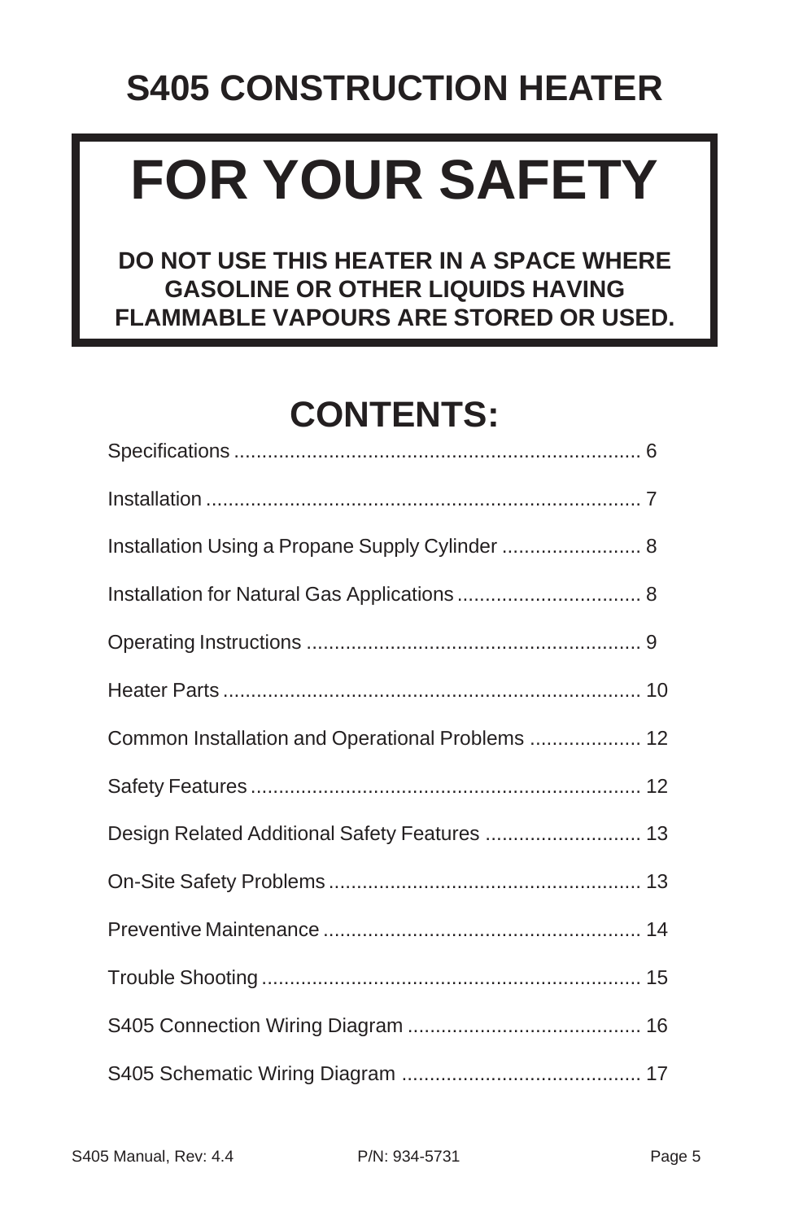# S405 CONSTRUCTION HEATER

## FOR YOUR SAFETY

**DO NOT USE THIS HEATER IN A SPACE WHERE GASOLINE OR OTHER LIQUIDS HAVING FLAMMABLE VAPOURS ARE STORED OR USED.**

## CONTENTS:

Specifications ........................................................................ 6

Installation ............................................................................. 7

Installation Using a Propane Supply Cylinder ......................... 8

Installation for Natural Gas Applications ................................. 8

Operating Instructions ............................................................ 9

Heater Parts .......................................................................... 10

Common Installation and Operational Problems .................... 12

Safety Features ..................................................................... 12

Design Related Additional Safety Features ............................ 13

On-Site Safety Problems ........................................................ 13

Preventive Maintenance ......................................................... 14

Trouble Shooting .................................................................... 15

S405 Connection Wiring Diagram .......................................... 16

S405 Schematic Wiring Diagram ........................................... 17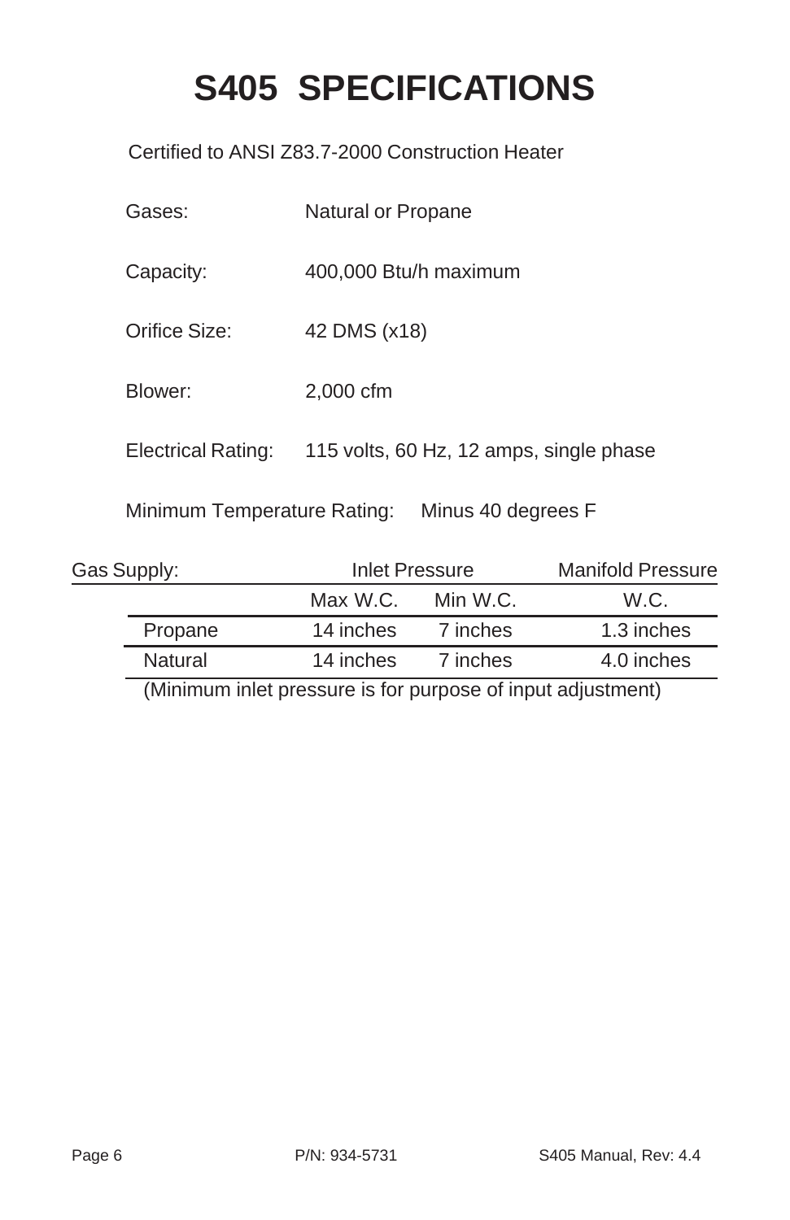# S405 SPECIFICATIONS

Certified to ANSI Z83.7-2000 Construction Heater

Gases: Natural or Propane

Capacity: 400,000 Btu/h maximum

Orifice Size: 42 DMS (x18)

Blower: 2,000 cfm

Electrical Rating: 115 volts, 60 Hz, 12 amps, single phase

Minimum Temperature Rating: Minus 40 degrees F

| Gas Supply: | Inlet Pressure | | Manifold Pressure |
|---|---|---|---|
| | Max W.C. | Min W.C. | W.C. |
| Propane | 14 inches | 7 inches | 1.3 inches |
| Natural | 14 inches | 7 inches | 4.0 inches |

(Minimum inlet pressure is for purpose of input adjustment)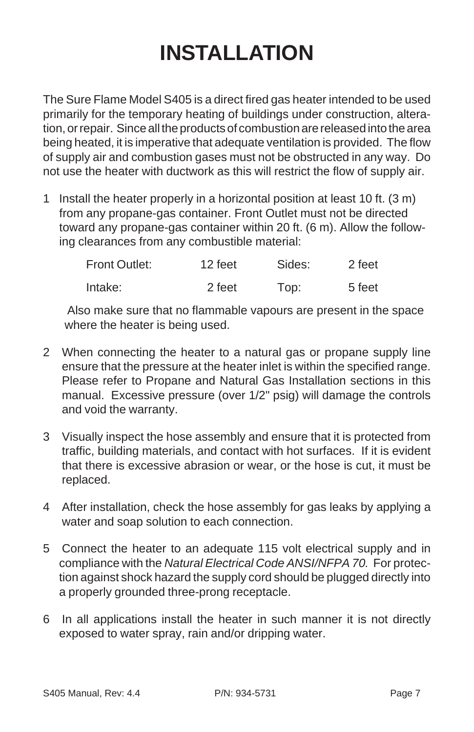# INSTALLATION

The Sure Flame Model S405 is a direct fired gas heater intended to be used primarily for the temporary heating of buildings under construction, alteration, or repair. Since all the products of combustion are released into the area being heated, it is imperative that adequate ventilation is provided. The flow of supply air and combustion gases must not be obstructed in any way. Do not use the heater with ductwork as this will restrict the flow of supply air.

1 Install the heater properly in a horizontal position at least 10 ft. (3 m) from any propane-gas container. Front Outlet must not be directed toward any propane-gas container within 20 ft. (6 m). Allow the following clearances from any combustible material:

| | | | |
|---|---|---|---|
| Front Outlet: | 12 feet | Sides: | 2 feet |
| Intake: | 2 feet | Top: | 5 feet |

Also make sure that no flammable vapours are present in the space where the heater is being used.

2 When connecting the heater to a natural gas or propane supply line ensure that the pressure at the heater inlet is within the specified range. Please refer to Propane and Natural Gas Installation sections in this manual. Excessive pressure (over 1/2" psig) will damage the controls and void the warranty.

3 Visually inspect the hose assembly and ensure that it is protected from traffic, building materials, and contact with hot surfaces. If it is evident that there is excessive abrasion or wear, or the hose is cut, it must be replaced.

4 After installation, check the hose assembly for gas leaks by applying a water and soap solution to each connection.

5 Connect the heater to an adequate 115 volt electrical supply and in compliance with the *Natural Electrical Code ANSI/NFPA 70.* For protection against shock hazard the supply cord should be plugged directly into a properly grounded three-prong receptacle.

6 In all applications install the heater in such manner it is not directly exposed to water spray, rain and/or dripping water.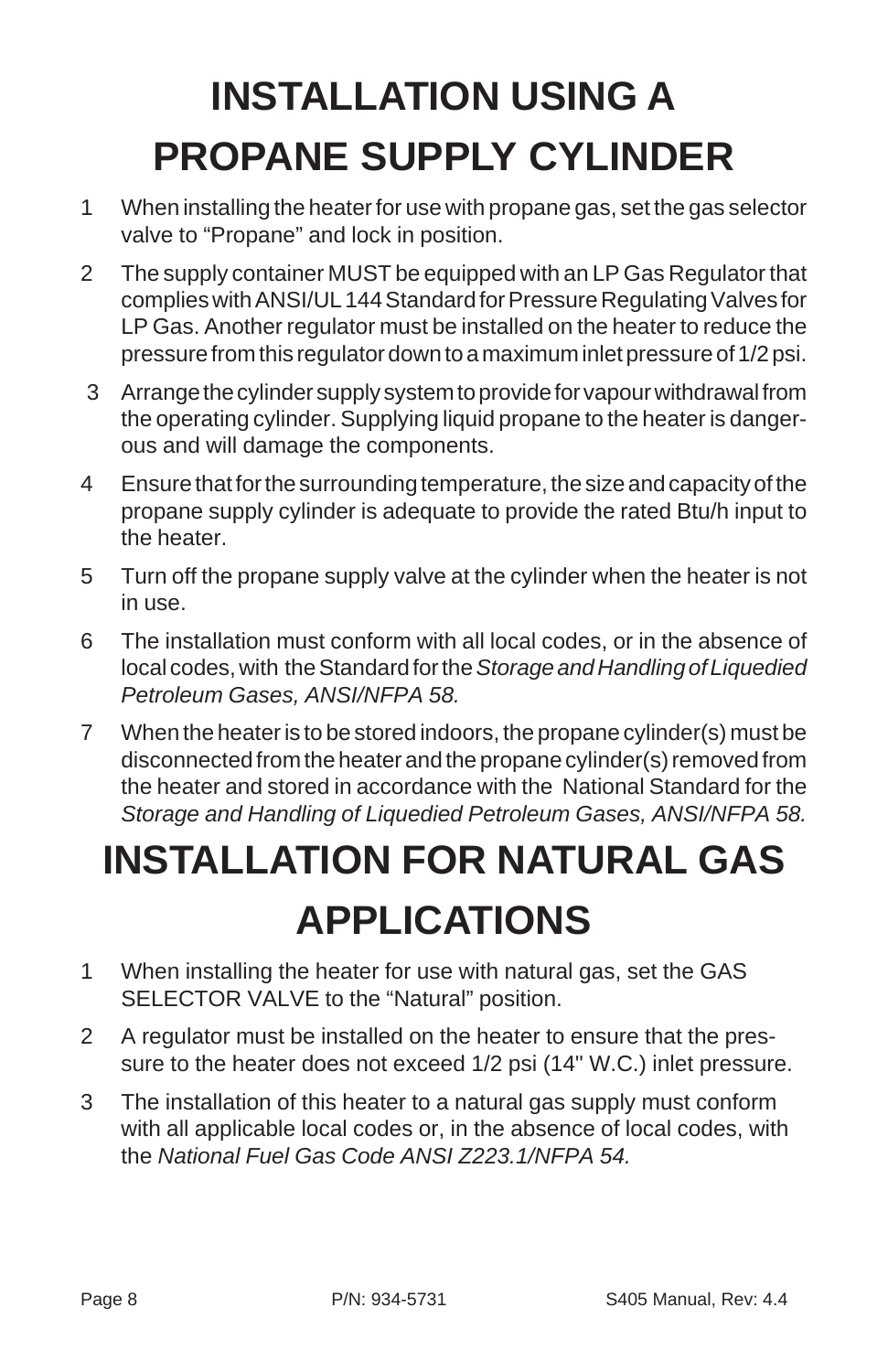# INSTALLATION USING A PROPANE SUPPLY CYLINDER

1. When installing the heater for use with propane gas, set the gas selector valve to “Propane” and lock in position.
2. The supply container MUST be equipped with an LP Gas Regulator that complies with ANSI/UL 144 Standard for Pressure Regulating Valves for LP Gas. Another regulator must be installed on the heater to reduce the pressure from this regulator down to a maximum inlet pressure of 1/2 psi.
3. Arrange the cylinder supply system to provide for vapour withdrawal from the operating cylinder. Supplying liquid propane to the heater is dangerous and will damage the components.
4. Ensure that for the surrounding temperature, the size and capacity of the propane supply cylinder is adequate to provide the rated Btu/h input to the heater.
5. Turn off the propane supply valve at the cylinder when the heater is not in use.
6. The installation must conform with all local codes, or in the absence of local codes, with the Standard for the *Storage and Handling of Liquedied Petroleum Gases, ANSI/NFPA 58.*
7. When the heater is to be stored indoors, the propane cylinder(s) must be disconnected from the heater and the propane cylinder(s) removed from the heater and stored in accordance with the National Standard for the *Storage and Handling of Liquedied Petroleum Gases, ANSI/NFPA 58.*

# INSTALLATION FOR NATURAL GAS APPLICATIONS

1. When installing the heater for use with natural gas, set the GAS SELECTOR VALVE to the “Natural” position.
2. A regulator must be installed on the heater to ensure that the pressure to the heater does not exceed 1/2 psi (14" W.C.) inlet pressure.
3. The installation of this heater to a natural gas supply must conform with all applicable local codes or, in the absence of local codes, with the *National Fuel Gas Code ANSI Z223.1/NFPA 54.*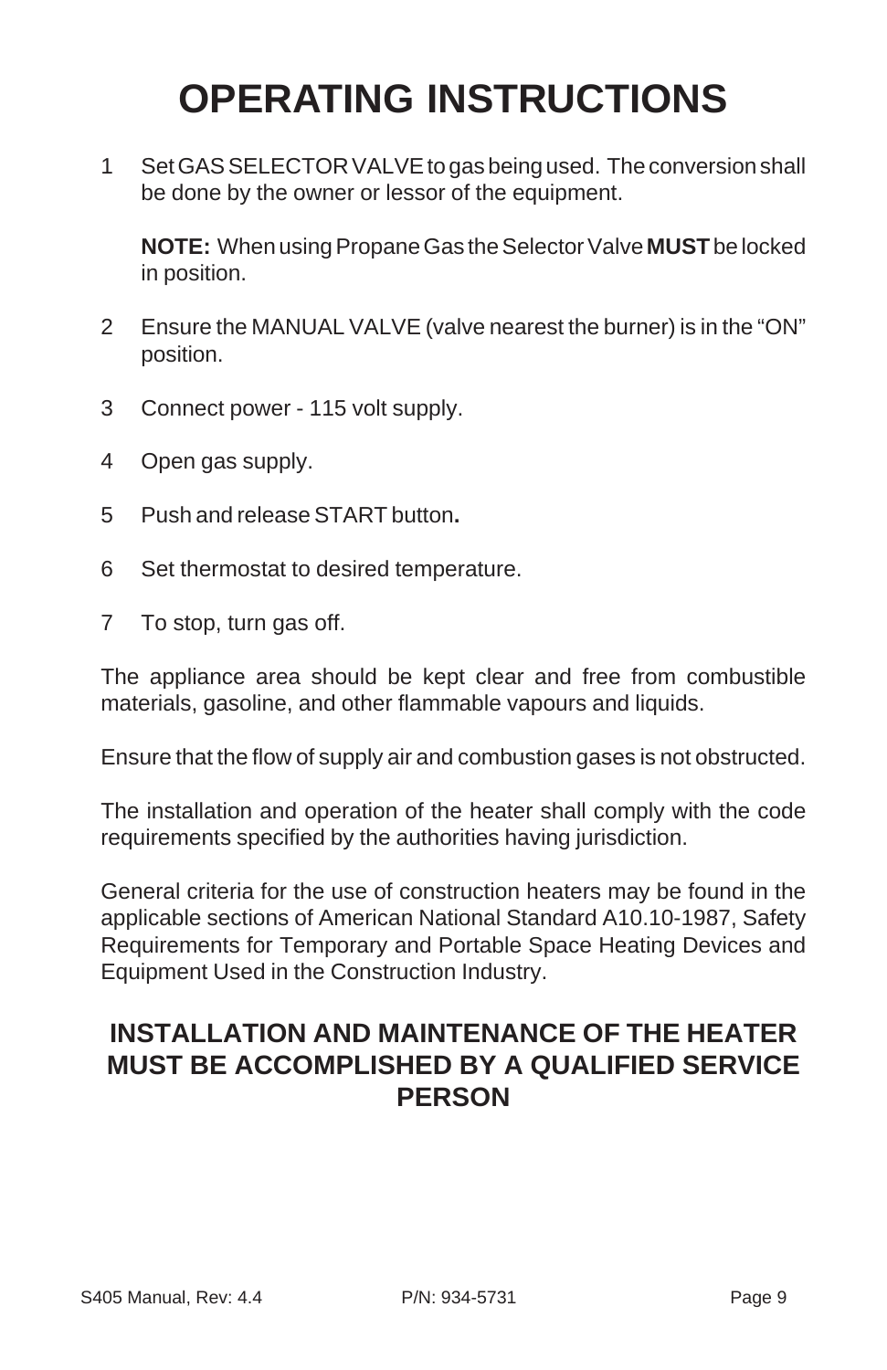# OPERATING INSTRUCTIONS

1. Set GAS SELECTOR VALVE to gas being used. The conversion shall be done by the owner or lessor of the equipment.

   **NOTE:** When using Propane Gas the Selector Valve **MUST** be locked in position.

2. Ensure the MANUAL VALVE (valve nearest the burner) is in the “ON” position.

3. Connect power - 115 volt supply.

4. Open gas supply.

5. Push and release START button**.**

6. Set thermostat to desired temperature.

7. To stop, turn gas off.

The appliance area should be kept clear and free from combustible materials, gasoline, and other flammable vapours and liquids.

Ensure that the flow of supply air and combustion gases is not obstructed.

The installation and operation of the heater shall comply with the code requirements specified by the authorities having jurisdiction.

General criteria for the use of construction heaters may be found in the applicable sections of American National Standard A10.10-1987, Safety Requirements for Temporary and Portable Space Heating Devices and Equipment Used in the Construction Industry.

## INSTALLATION AND MAINTENANCE OF THE HEATER MUST BE ACCOMPLISHED BY A QUALIFIED SERVICE PERSON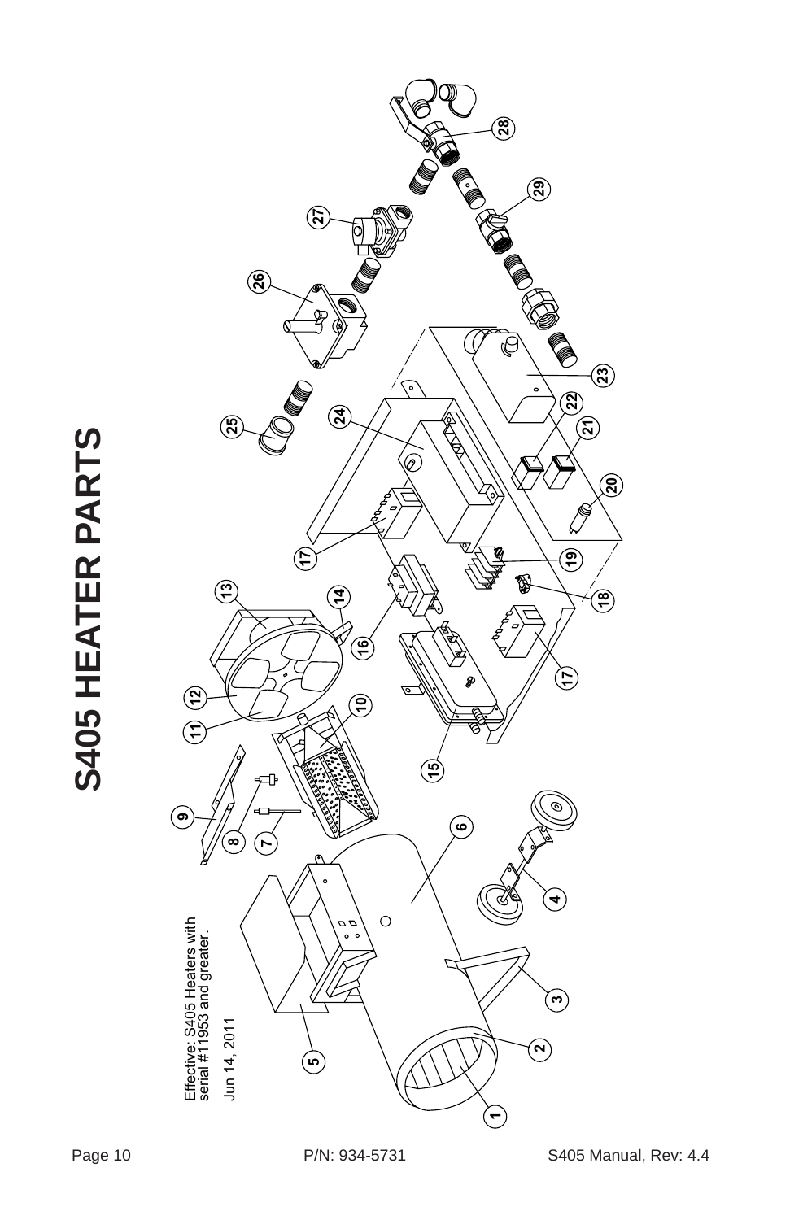# S405 HEATER PARTS

Effective: S405 Heaters with serial #11953 and greater.

Jun 14, 2011

1 2 3 4 5 6 7 8 9 10 11 12 13 14 15 16 17 18 19 20 21 22 23 24 25 26 27 28 29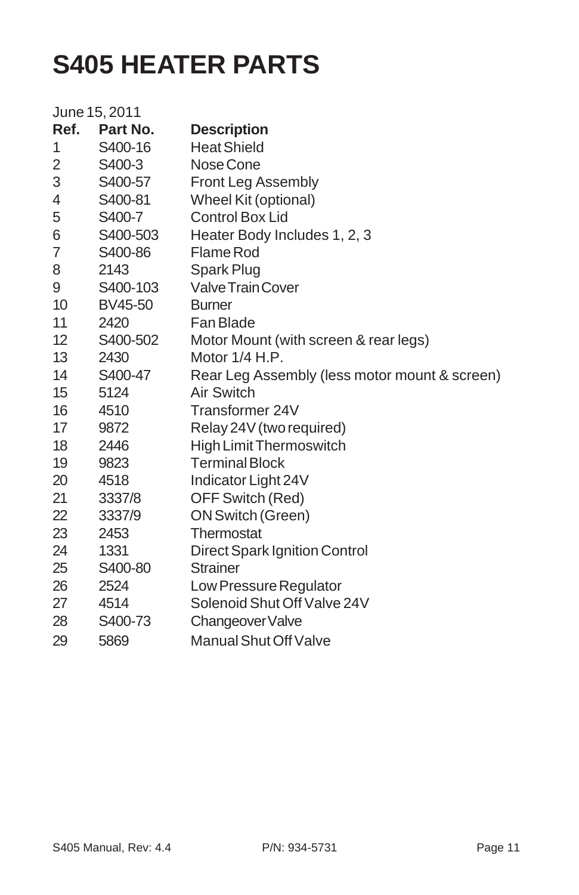# S405 HEATER PARTS

June 15, 2011

| Ref. | Part No. | Description |
|---|---|---|
| 1 | S400-16 | Heat Shield |
| 2 | S400-3 | Nose Cone |
| 3 | S400-57 | Front Leg Assembly |
| 4 | S400-81 | Wheel Kit (optional) |
| 5 | S400-7 | Control Box Lid |
| 6 | S400-503 | Heater Body Includes 1, 2, 3 |
| 7 | S400-86 | Flame Rod |
| 8 | 2143 | Spark Plug |
| 9 | S400-103 | Valve Train Cover |
| 10 | BV45-50 | Burner |
| 11 | 2420 | Fan Blade |
| 12 | S400-502 | Motor Mount (with screen & rear legs) |
| 13 | 2430 | Motor 1/4 H.P. |
| 14 | S400-47 | Rear Leg Assembly (less motor mount & screen) |
| 15 | 5124 | Air Switch |
| 16 | 4510 | Transformer 24V |
| 17 | 9872 | Relay 24V (two required) |
| 18 | 2446 | High Limit Thermoswitch |
| 19 | 9823 | Terminal Block |
| 20 | 4518 | Indicator Light 24V |
| 21 | 3337/8 | OFF Switch (Red) |
| 22 | 3337/9 | ON Switch (Green) |
| 23 | 2453 | Thermostat |
| 24 | 1331 | Direct Spark Ignition Control |
| 25 | S400-80 | Strainer |
| 26 | 2524 | Low Pressure Regulator |
| 27 | 4514 | Solenoid Shut Off Valve 24V |
| 28 | S400-73 | Changeover Valve |
| 29 | 5869 | Manual Shut Off Valve |

S405 Manual, Rev: 4.4 P/N: 934-5731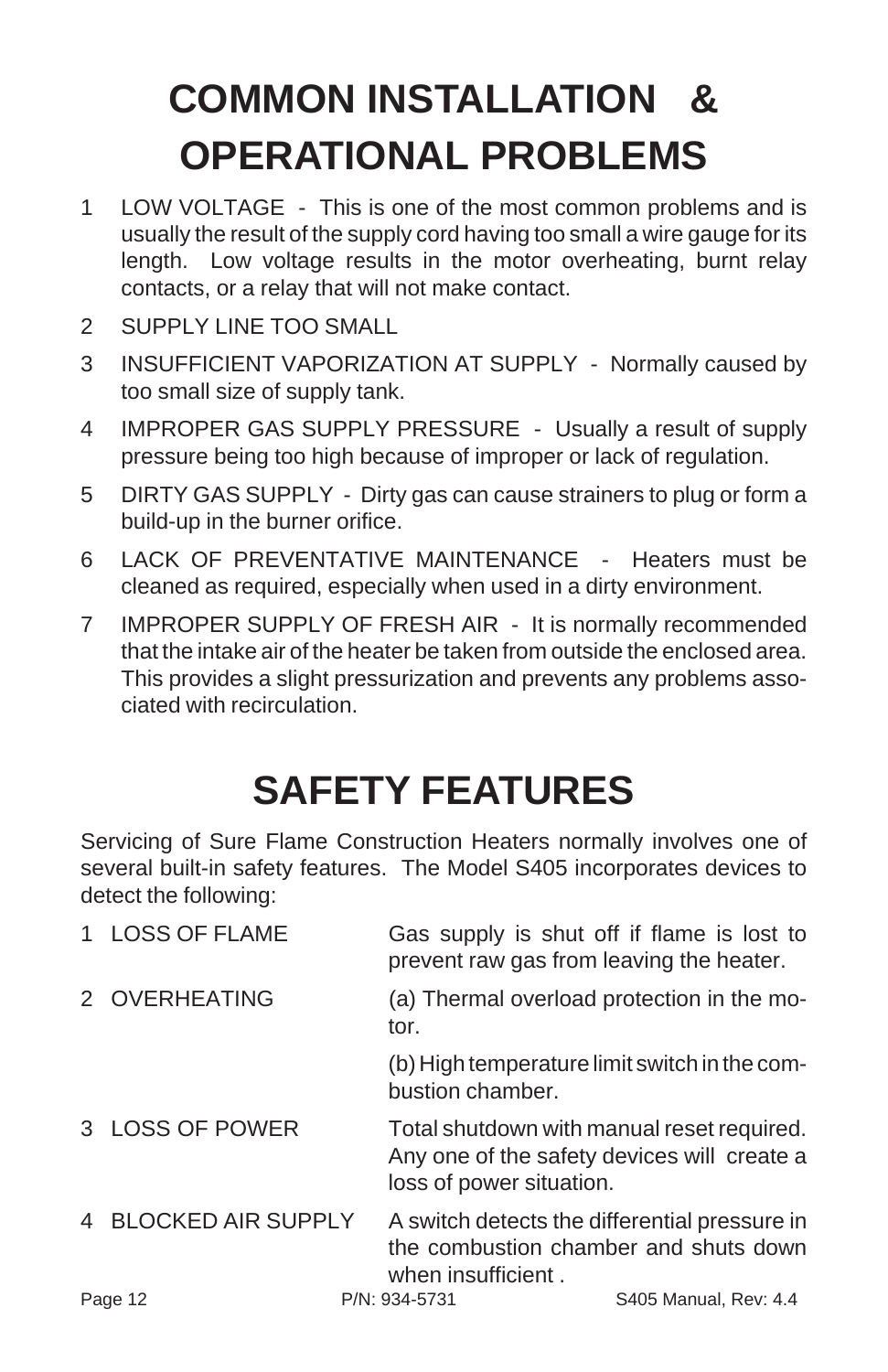# COMMON INSTALLATION & OPERATIONAL PROBLEMS

1. LOW VOLTAGE - This is one of the most common problems and is usually the result of the supply cord having too small a wire gauge for its length. Low voltage results in the motor overheating, burnt relay contacts, or a relay that will not make contact.
2. SUPPLY LINE TOO SMALL
3. INSUFFICIENT VAPORIZATION AT SUPPLY - Normally caused by too small size of supply tank.
4. IMPROPER GAS SUPPLY PRESSURE - Usually a result of supply pressure being too high because of improper or lack of regulation.
5. DIRTY GAS SUPPLY - Dirty gas can cause strainers to plug or form a build-up in the burner orifice.
6. LACK OF PREVENTATIVE MAINTENANCE - Heaters must be cleaned as required, especially when used in a dirty environment.
7. IMPROPER SUPPLY OF FRESH AIR - It is normally recommended that the intake air of the heater be taken from outside the enclosed area. This provides a slight pressurization and prevents any problems associated with recirculation.

# SAFETY FEATURES

Servicing of Sure Flame Construction Heaters normally involves one of several built-in safety features. The Model S405 incorporates devices to detect the following:

| | |
|---|---|
| 1 LOSS OF FLAME | Gas supply is shut off if flame is lost to prevent raw gas from leaving the heater. |
| 2 OVERHEATING | (a) Thermal overload protection in the motor. |
| | (b) High temperature limit switch in the combustion chamber. |
| 3 LOSS OF POWER | Total shutdown with manual reset required. Any one of the safety devices will create a loss of power situation. |
| 4 BLOCKED AIR SUPPLY | A switch detects the differential pressure in the combustion chamber and shuts down when insufficient . |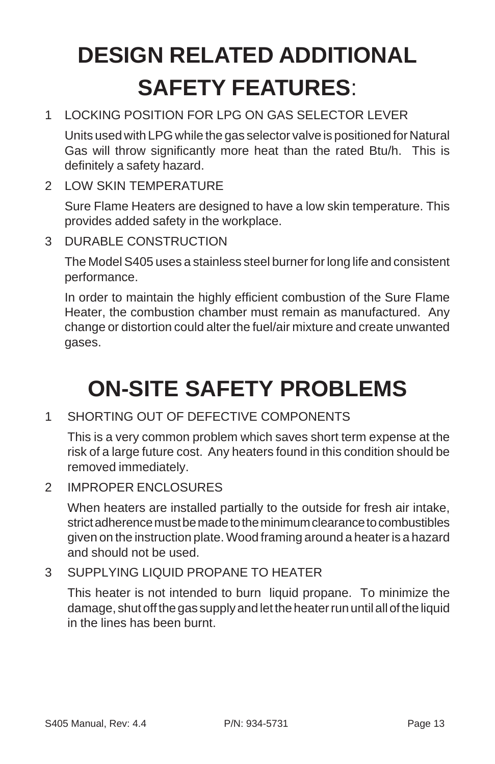# DESIGN RELATED ADDITIONAL SAFETY FEATURES:

1. LOCKING POSITION FOR LPG ON GAS SELECTOR LEVER

   Units used with LPG while the gas selector valve is positioned for Natural Gas will throw significantly more heat than the rated Btu/h. This is definitely a safety hazard.

2. LOW SKIN TEMPERATURE

   Sure Flame Heaters are designed to have a low skin temperature. This provides added safety in the workplace.

3. DURABLE CONSTRUCTION

   The Model S405 uses a stainless steel burner for long life and consistent performance.

   In order to maintain the highly efficient combustion of the Sure Flame Heater, the combustion chamber must remain as manufactured. Any change or distortion could alter the fuel/air mixture and create unwanted gases.

# ON-SITE SAFETY PROBLEMS

1. SHORTING OUT OF DEFECTIVE COMPONENTS

   This is a very common problem which saves short term expense at the risk of a large future cost. Any heaters found in this condition should be removed immediately.

2. IMPROPER ENCLOSURES

   When heaters are installed partially to the outside for fresh air intake, strict adherence must be made to the minimum clearance to combustibles given on the instruction plate. Wood framing around a heater is a hazard and should not be used.

3. SUPPLYING LIQUID PROPANE TO HEATER

   This heater is not intended to burn liquid propane. To minimize the damage, shut off the gas supply and let the heater run until all of the liquid in the lines has been burnt.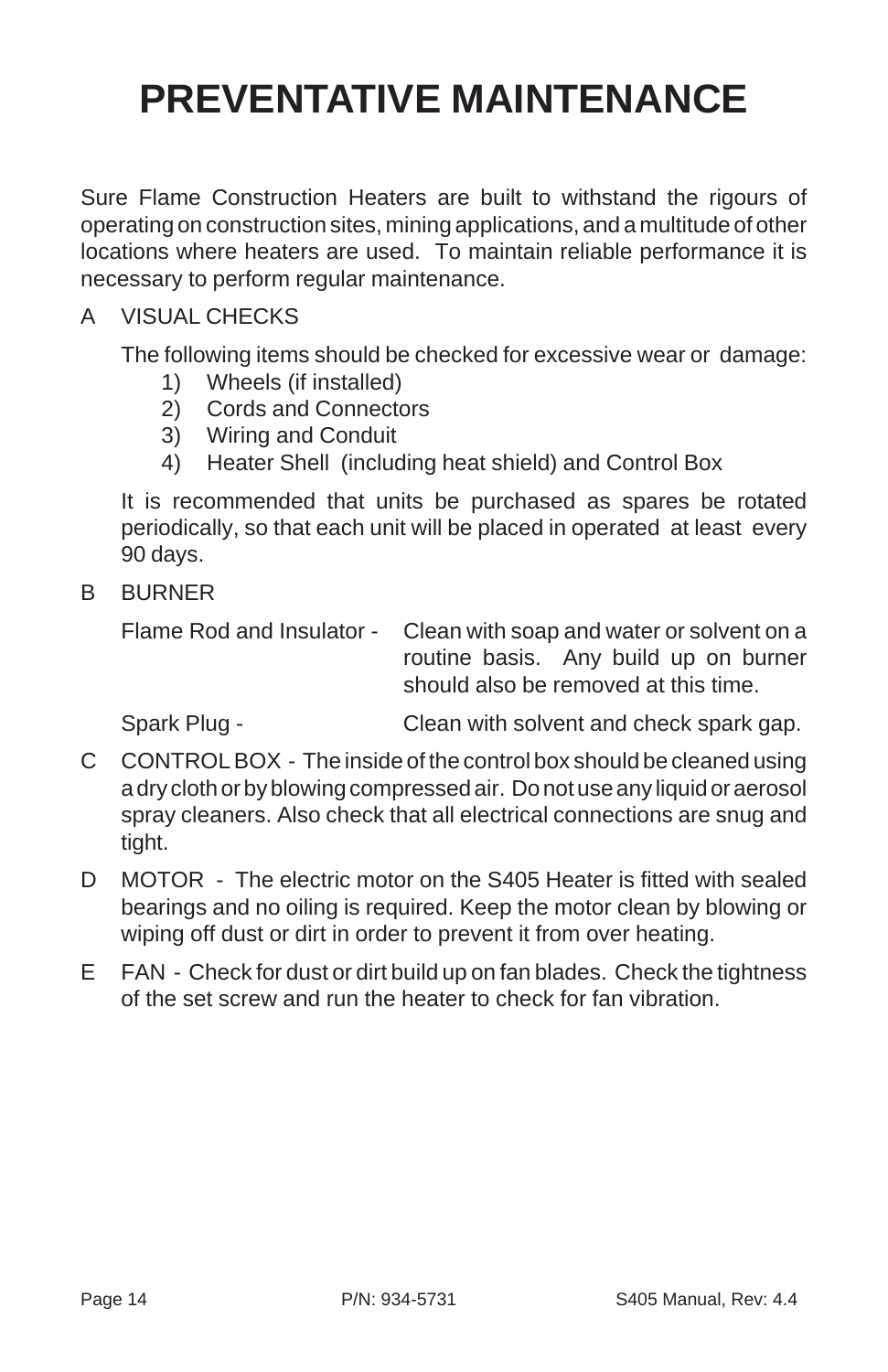# PREVENTATIVE MAINTENANCE

Sure Flame Construction Heaters are built to withstand the rigours of operating on construction sites, mining applications, and a multitude of other locations where heaters are used. To maintain reliable performance it is necessary to perform regular maintenance.

A VISUAL CHECKS

The following items should be checked for excessive wear or damage:

1) Wheels (if installed)
2) Cords and Connectors
3) Wiring and Conduit
4) Heater Shell (including heat shield) and Control Box

It is recommended that units be purchased as spares be rotated periodically, so that each unit will be placed in operated at least every 90 days.

B BURNER

Flame Rod and Insulator - Clean with soap and water or solvent on a routine basis. Any build up on burner should also be removed at this time.

Spark Plug - Clean with solvent and check spark gap.

C CONTROL BOX - The inside of the control box should be cleaned using a dry cloth or by blowing compressed air. Do not use any liquid or aerosol spray cleaners. Also check that all electrical connections are snug and tight.

D MOTOR - The electric motor on the S405 Heater is fitted with sealed bearings and no oiling is required. Keep the motor clean by blowing or wiping off dust or dirt in order to prevent it from over heating.

E FAN - Check for dust or dirt build up on fan blades. Check the tightness of the set screw and run the heater to check for fan vibration.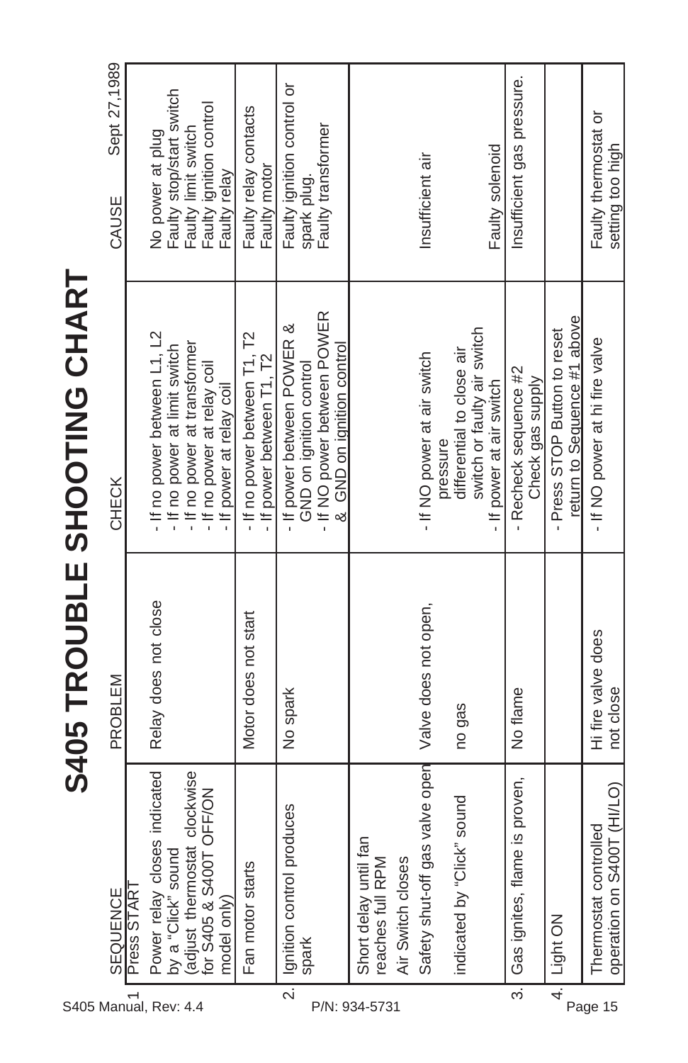# S405 TROUBLE SHOOTING CHART

Sept 27,1989

| | SEQUENCE | PROBLEM | CHECK | CAUSE |
|---|---|---|---|---|
| 1 | Press START<br>Power relay closes indicated by a "Click" sound (adjust thermostat clockwise for S405 & S400T OFF/ON model only) | Relay does not close | - If no power between L1, L2<br>- If no power at limit switch<br>- If no power at transformer<br>- If no power at relay coil<br>- If power at relay coil | No power at plug<br>Faulty stop/start switch<br>Faulty limit switch<br>Faulty ignition control<br>Faulty relay |
| | Fan motor starts | Motor does not start | - If no power between T1, T2<br>- If power between T1, T2 | Faulty relay contacts<br>Faulty motor |
| 2. | Ignition control produces spark | No spark | - If power between POWER & GND on ignition control<br>- If NO power between POWER & GND on ignition control | Faulty ignition control or spark plug.<br>Faulty transformer |
| | Short delay until fan reaches full RPM<br>Air Switch closes<br>Safety shut-off gas valve open indicated by "Click" sound | Valve does not open, no gas | - If NO power at air switch pressure differential to close air switch or faulty air switch<br>- If power at air switch | Insufficient air<br>Faulty solenoid |
| 3. | Gas ignites, flame is proven, | No flame | - Recheck sequence #2<br>Check gas supply | Insufficient gas pressure. |
| 4. | Light ON | | - Press STOP Button to reset return to Sequence #1 above | |
| | Thermostat controlled operation on S400T (HI/LO) | Hi fire valve does not close | - If NO power at hi fire valve | Faulty thermostat or setting too high |

S405 Manual, Rev: 4.4 P/N: 934-5731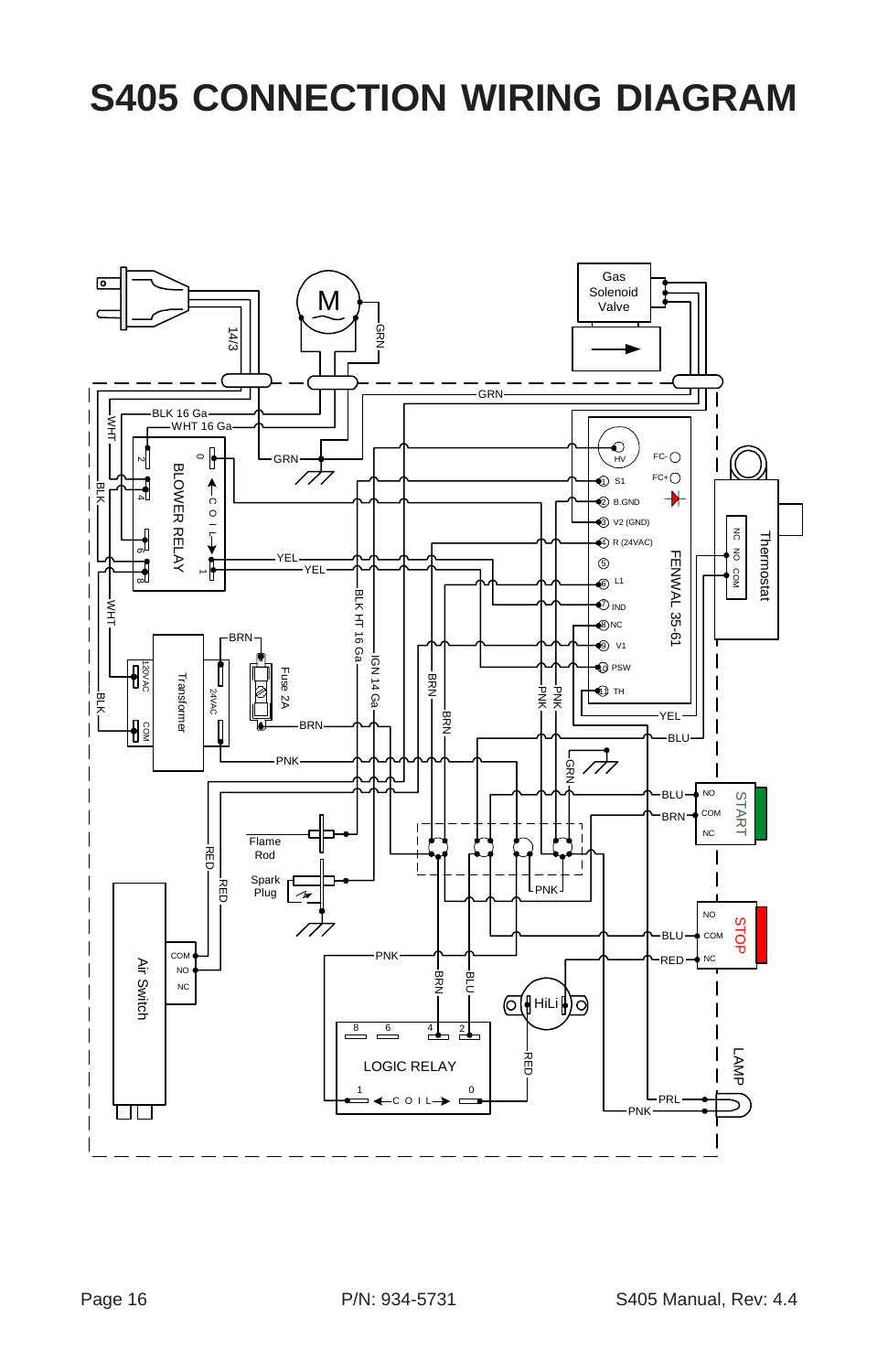# S405 CONNECTION WIRING DIAGRAM

M

14/3

GRN

Gas Solenoid Valve

BLK 16 Ga

WHT 16 Ga

WHT

BLK

GRN

BLOWER RELAY

2, 4, 6, 8, 0, 1

← C O I L →

YEL

YEL

BLK HT 16 Ga

IGN 14 Ga

BRN

BRN

PNK

PNK

FENWAL 35-61

HV

FC-

FC+

1 S1

2 B.GND

3 V2 (GND)

4 R (24VAC)

5

6 L1

7 IND

8 NC

9 V1

10 PSW

11 TH

Thermostat

NC NO COM

YEL

BLU

GRN

BRN

Transformer

120VAC

COM

24VAC

Fuse 2A

BRN

PNK

RED

RED

Flame Rod

Spark Plug

BLU

BRN

START

NO

COM

NC

PNK

STOP

NO

COM

NC

BLU

RED

Air Switch

COM

NO

NC

PNK

BRN

BLU

HiLi

RED

LOGIC RELAY

8, 6, 4, 2, 1, 0

← C O I L →

LAMP

PRL

PNK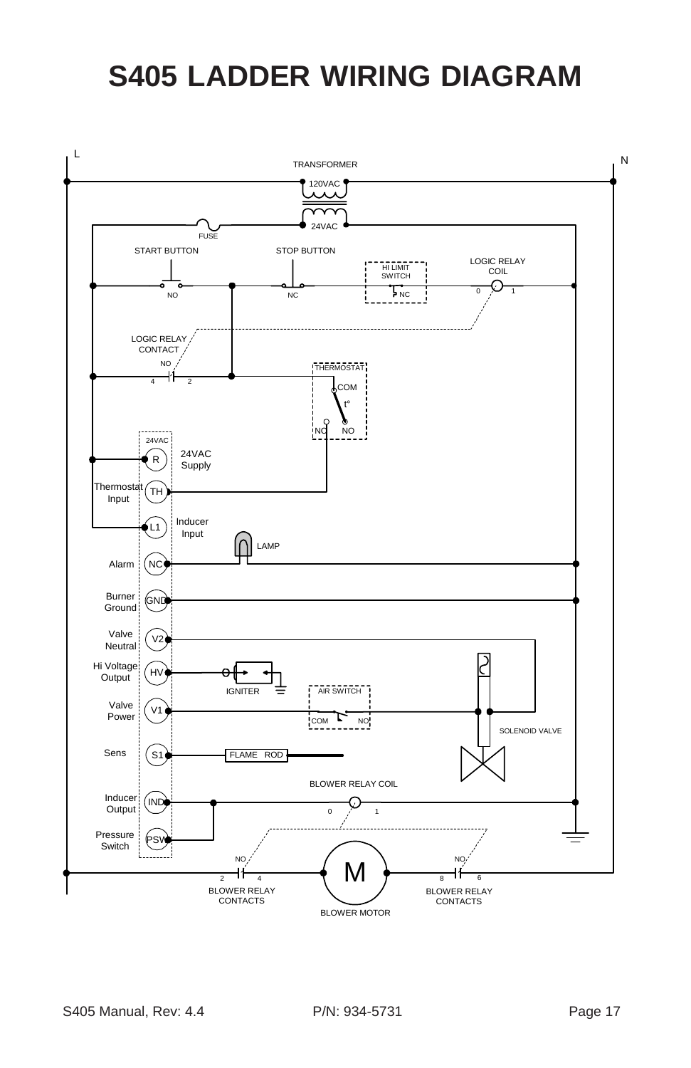# S405 LADDER WIRING DIAGRAM

L

N

TRANSFORMER

120VAC

24VAC

FUSE

START BUTTON

NO

STOP BUTTON

NC

HI LIMIT SWITCH

NC

LOGIC RELAY COIL

0

1

LOGIC RELAY CONTACT

NO

4

2

THERMOSTAT

COM

t°

NC

NO

24VAC

R

24VAC Supply

Thermostat Input

TH

L1

Inducer Input

LAMP

Alarm

NC

Burner Ground

GND

Valve Neutral

V2

Hi Voltage Output

HV

IGNITER

AIR SWITCH

Valve Power

V1

COM

NO

SOLENOID VALVE

Sens

S1

FLAME ROD

BLOWER RELAY COIL

Inducer Output

IND

0

1

Pressure Switch

PSW

NO

NO

2

4

M

8

6

BLOWER RELAY CONTACTS

BLOWER MOTOR

BLOWER RELAY CONTACTS